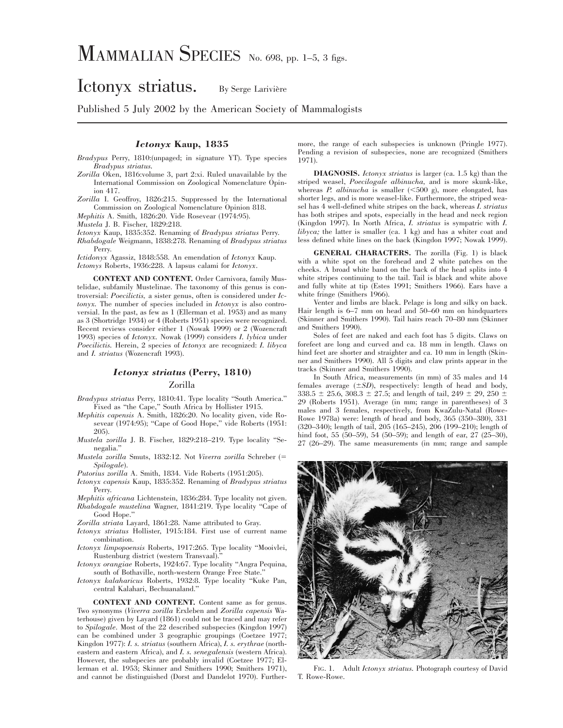# MAMMALIAN SPECIES No. 698, pp. 1–5, 3 figs.

# Ictonyx striatus. By Serge Larivière

Published 5 July 2002 by the American Society of Mammalogists

## *Ictonyx* Kaup, 1835

*Bradypus* Perry, 1810:(unpaged; in signature YT). Type species *Bradypus striatus*.

*Zorilla* Oken, 1816:volume 3, part 2:xi. Ruled unavailable by the International Commission on Zoological Nomenclature Opinion 417.

*Zorilla* I. Geoffroy, 1826:215. Suppressed by the International Commission on Zoological Nomenclature Opinion 818.

*Mephitis* A. Smith, 1826:20. Vide Rosevear (1974:95).

*Mustela* J. B. Fischer, 1829:218.

*Ictonyx* Kaup, 1835:352. Renaming of *Bradypus striatus* Perry.

*Rhabdogale* Weigmann, 1838:278. Renaming of *Bradypus striatus* Perry.

*Ictidonyx* Agassiz, 1848:558. An emendation of *Ictonyx* Kaup.

*Ictomys* Roberts, 1936:228. A lapsus calami for *Ictonyx*.

**CONTEXT AND CONTENT.** Order Carnivora, family Mustelidae, subfamily Mustelinae. The taxonomy of this genus is controversial: *Poecilictis*, a sister genus, is often considered under *Ictonyx*. The number of species included in *Ictonyx* is also controversial. In the past, as few as 1 (Ellerman et al. 1953) and as many as 3 (Shortridge 1934) or 4 (Roberts 1951) species were recognized. Recent reviews consider either 1 (Nowak 1999) or 2 (Wozencraft 1993) species of *Ictonyx*. Nowak (1999) considers *I. lybica* under *Poecilictis*. Herein, 2 species of *Ictonyx* are recognized: *I. libyca* and *I. striatus* (Wozencraft 1993).

## *Ictonyx striatus* (Perry, 1810)

### Zorilla

*Bradypus striatus* Perry, 1810:41. Type locality "South America." Fixed as "the Cape," South Africa by Hollister 1915.

*Mephitis capensis* A. Smith, 1826:20. No locality given, vide Rosevear (1974:95); "Cape of Good Hope," vide Roberts (1951: 205).

*Mustela zorilla* J. B. Fischer, 1829:218–219. Type locality "Senegalia."

*Mustela zorilla* Smuts, 1832:12. Not *Viverra zorilla* Schreber (= *Spilogale*).

*Putorius zorilla* A. Smith, 1834. Vide Roberts (1951:205).

*Ictonyx capensis* Kaup, 1835:352. Renaming of *Bradypus striatus* Perry.

*Mephitis africana* Lichtenstein, 1836:284. Type locality not given.

*Rhabdogale mustelina* Wagner, 1841:219. Type locality "Cape of Good Hope."

*Zorilla striata* Layard, 1861:28. Name attributed to Gray.

*Ictonyx striatus* Hollister, 1915:184. First use of current name combination.

*Ictonyx limpopoensis* Roberts, 1917:265. Type locality "Mooivlei, Rustenburg district (western Transvaal)."

*Ictonyx orangiae* Roberts, 1924:67. Type locality "Angra Pequina, south of Bothaville, north-western Orange Free State."

*Ictonyx kalaharicus* Roberts, 1932:8. Type locality "Kuke Pan, central Kalahari, Bechuanaland."

**CONTEXT AND CONTENT.** Content same as for genus. Two synonyms (*Viverra zorilla* Erxleben and *Zorilla capensis* Waterhouse) given by Layard (1861) could not be traced and may refer to *Spilogale*. Most of the 22 described subspecies (Kingdon 1997) can be combined under 3 geographic groupings (Coetzee 1977; Kingdon 1977): *I. s. striatus* (southern Africa), *I. s. erythrae* (northeastern and eastern Africa), and *I. s. senegalensis* (western Africa). However, the subspecies are probably invalid (Coetzee 1977; Ellerman et al. 1953; Skinner and Smithers 1990; Smithers 1971), and cannot be distinguished (Dorst and Dandelot 1970). Furthermore, the range of each subspecies is unknown (Pringle 1977). Pending a revision of subspecies, none are recognized (Smithers 1971).

**DIAGNOSIS.** *Ictonyx striatus* is larger (ca. 1.5 kg) than the striped weasel, *Poecilogale albinucha*, and is more skunk-like, whereas *P. albinucha* is smaller (<500 g), more elongated, has shorter legs, and is more weasel-like. Furthermore, the striped weasel has 4 well-defined white stripes on the back, whereas *I. striatus* has both stripes and spots, especially in the head and neck region (Kingdon 1997). In North Africa, *I. striatus* is sympatric with *I. libyca;* the latter is smaller (ca. 1 kg) and has a whiter coat and less defined white lines on the back (Kingdon 1997; Nowak 1999).

**GENERAL CHARACTERS.** The zorilla (Fig. 1) is black with a white spot on the forehead and 2 white patches on the cheeks. A broad white band on the back of the head splits into 4 white stripes continuing to the tail. Tail is black and white above and fully white at tip (Estes 1991; Smithers 1966). Ears have a white fringe (Smithers 1966).

Venter and limbs are black. Pelage is long and silky on back. Hair length is 6–7 mm on head and 50–60 mm on hindquarters (Skinner and Smithers 1990). Tail hairs reach 70–80 mm (Skinner and Smithers 1990).

Soles of feet are naked and each foot has 5 digits. Claws on forefeet are long and curved and ca. 18 mm in length. Claws on hind feet are shorter and straighter and ca. 10 mm in length (Skinner and Smithers 1990). All 5 digits and claw prints appear in the tracks (Skinner and Smithers 1990).

In South Africa, measurements (in mm) of 35 males and 14 females average ($\pm SD$), respectively: length of head and body, 338.5 ± 25.6, 308.3 ± 27.5; and length of tail, 249 ± 29, 250 ± 29 (Roberts 1951). Average (in mm; range in parentheses) of 3 males and 3 females, respectively, from KwaZulu-Natal (Rowe-Rowe 1978a) were: length of head and body, 365 (350–380), 331 (320–340); length of tail, 205 (165–245), 206 (199–210); length of hind foot, 55 (50–59), 54 (50–59); and length of ear, 27 (25–30), 27 (26–29). The same measurements (in mm; range and sample

FIG. 1. Adult *Ictonyx striatus*. Photograph courtesy of David T. Rowe-Rowe.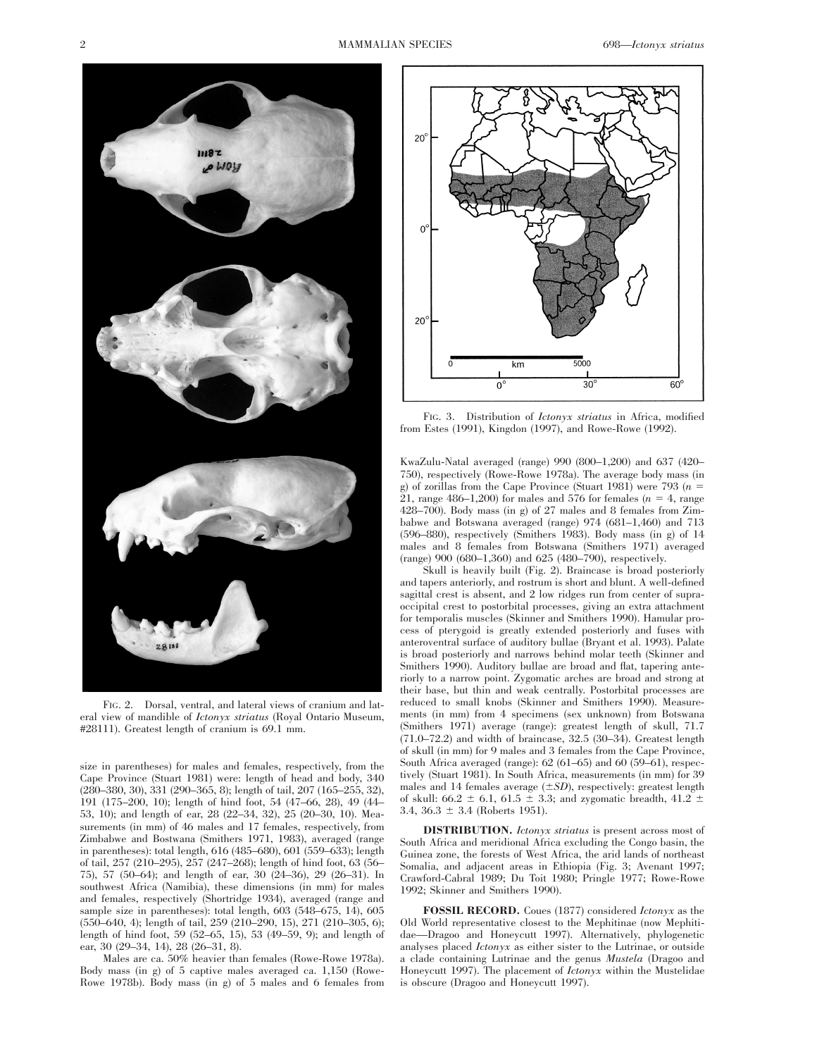FIG. 2. Dorsal, ventral, and lateral views of cranium and lateral view of mandible of *Ictonyx striatus* (Royal Ontario Museum, #28111). Greatest length of cranium is 69.1 mm.

size in parentheses) for males and females, respectively, from the Cape Province (Stuart 1981) were: length of head and body, 340 (280–380, 30), 331 (290–365, 8); length of tail, 207 (165–255, 32), 191 (175–200, 10); length of hind foot, 54 (47–66, 28), 49 (44–53, 10); and length of ear, 28 (22–34, 32), 25 (20–30, 10). Measurements (in mm) of 46 males and 17 females, respectively, from Zimbabwe and Bostwana (Smithers 1971, 1983), averaged (range in parentheses): total length, 616 (485–680), 601 (559–633); length of tail, 257 (210–295), 257 (247–268); length of hind foot, 63 (56–75), 57 (50–64); and length of ear, 30 (24–36), 29 (26–31). In southwest Africa (Namibia), these dimensions (in mm) for males and females, respectively (Shortridge 1934), averaged (range and sample size in parentheses): total length, 603 (548–675, 14), 605 (550–640, 4); length of tail, 259 (210–290, 15), 271 (210–305, 6); length of hind foot, 59 (52–65, 15), 53 (49–59, 9); and length of ear, 30 (29–34, 14), 28 (26–31, 8).

Males are ca. 50% heavier than females (Rowe-Rowe 1978a). Body mass (in g) of 5 captive males averaged ca. 1,150 (Rowe-Rowe 1978b). Body mass (in g) of 5 males and 6 females from KwaZulu-Natal averaged (range) 990 (800–1,200) and 637 (420–750), respectively (Rowe-Rowe 1978a). The average body mass (in g) of zorillas from the Cape Province (Stuart 1981) were 793 ($n$ = 21, range 486–1,200) for males and 576 for females ($n$ = 4, range 428–700). Body mass (in g) of 27 males and 8 females from Zimbabwe and Botswana averaged (range) 974 (681–1,460) and 713 (596–880), respectively (Smithers 1983). Body mass (in g) of 14 males and 8 females from Botswana (Smithers 1971) averaged (range) 900 (680–1,360) and 625 (480–790), respectively.

Skull is heavily built (Fig. 2). Braincase is broad posteriorly and tapers anteriorly, and rostrum is short and blunt. A well-defined sagittal crest is absent, and 2 low ridges run from center of supraoccipital crest to postorbital processes, giving an extra attachment for temporalis muscles (Skinner and Smithers 1990). Hamular process of pterygoid is greatly extended posteriorly and fuses with anteroventral surface of auditory bullae (Bryant et al. 1993). Palate is broad posteriorly and narrows behind molar teeth (Skinner and Smithers 1990). Auditory bullae are broad and flat, tapering anteriorly to a narrow point. Zygomatic arches are broad and strong at their base, but thin and weak centrally. Postorbital processes are reduced to small knobs (Skinner and Smithers 1990). Measurements (in mm) from 4 specimens (sex unknown) from Botswana (Smithers 1971) average (range): greatest length of skull, 71.7 (71.0–72.2) and width of braincase, 32.5 (30–34). Greatest length of skull (in mm) for 9 males and 3 females from the Cape Province, South Africa averaged (range): 62 (61–65) and 60 (59–61), respectively (Stuart 1981). In South Africa, measurements (in mm) for 39 males and 14 females average ($\pm SD$), respectively: greatest length of skull: 66.2 ± 6.1, 61.5 ± 3.3; and zygomatic breadth, 41.2 ± 3.4, 36.3 ± 3.4 (Roberts 1951).

FIG. 3. Distribution of *Ictonyx striatus* in Africa, modified from Estes (1991), Kingdon (1997), and Rowe-Rowe (1992).

**DISTRIBUTION.** *Ictonyx striatus* is present across most of South Africa and meridional Africa excluding the Congo basin, the Guinea zone, the forests of West Africa, the arid lands of northeast Somalia, and adjacent areas in Ethiopia (Fig. 3; Avenant 1997; Crawford-Cabral 1989; Du Toit 1980; Pringle 1977; Rowe-Rowe 1992; Skinner and Smithers 1990).

**FOSSIL RECORD.** Coues (1877) considered *Ictonyx* as the Old World representative closest to the Mephitinae (now Mephitidae—Dragoo and Honeycutt 1997). Alternatively, phylogenetic analyses placed *Ictonyx* as either sister to the Lutrinae, or outside a clade containing Lutrinae and the genus *Mustela* (Dragoo and Honeycutt 1997). The placement of *Ictonyx* within the Mustelidae is obscure (Dragoo and Honeycutt 1997).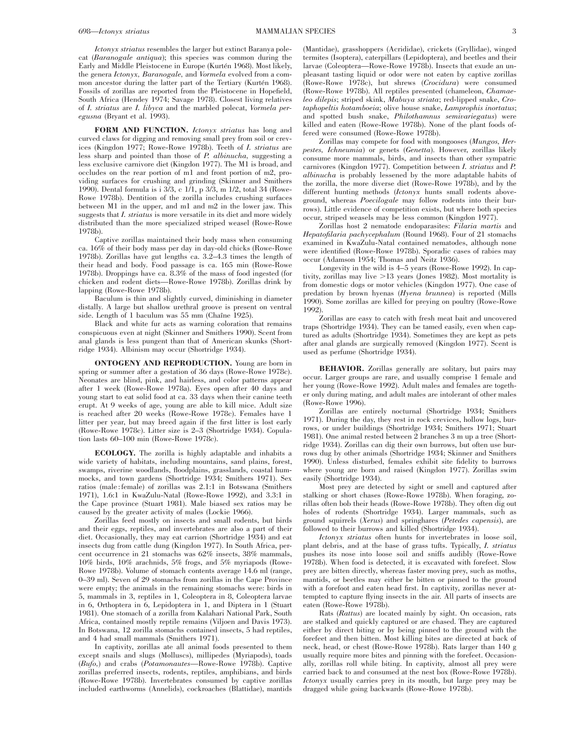*Ictonyx striatus* resembles the larger but extinct Baranya polecat (*Baranogale antiqua*); this species was common during the Early and Middle Pleistocene in Europe (Kurtén 1968). Most likely, the genera *Ictonyx*, *Baranogale*, and *Vormela* evolved from a common ancestor during the latter part of the Tertiary (Kurtén 1968). Fossils of zorillas are reported from the Pleistocene in Hopefield, South Africa (Hendey 1974; Savage 1978). Closest living relatives of *I. striatus* are *I. libyca* and the marbled polecat, *Vormela peregusna* (Bryant et al. 1993).

**FORM AND FUNCTION.** *Ictonyx striatus* has long and curved claws for digging and removing small prey from soil or crevices (Kingdon 1977; Rowe-Rowe 1978b). Teeth of *I. striatus* are less sharp and pointed than those of *P. albinucha*, suggesting a less exclusive carnivore diet (Kingdon 1977). The M1 is broad, and occludes on the rear portion of m1 and front portion of m2, providing surfaces for crushing and grinding (Skinner and Smithers 1990). Dental formula is i 3/3, c 1/1, p 3/3, m 1/2, total 34 (Rowe-Rowe 1978b). Dentition of the zorilla includes crushing surfaces between M1 in the upper, and m1 and m2 in the lower jaw. This suggests that *I. striatus* is more versatile in its diet and more widely distributed than the more specialized striped weasel (Rowe-Rowe 1978b).

Captive zorillas maintained their body mass when consuming ca. 16% of their body mass per day in day-old chicks (Rowe-Rowe 1978b). Zorillas have gut lengths ca. 3.2–4.3 times the length of their head and body. Food passage is ca. 165 min (Rowe-Rowe 1978b). Droppings have ca. 8.3% of the mass of food ingested (for chicken and rodent diets—Rowe-Rowe 1978b). Zorillas drink by lapping (Rowe-Rowe 1978b).

Baculum is thin and slightly curved, diminishing in diameter distally. A large but shallow urethral groove is present on ventral side. Length of 1 baculum was 55 mm (Chaîne 1925).

Black and white fur acts as warning coloration that remains conspicuous even at night (Skinner and Smithers 1990). Scent from anal glands is less pungent than that of American skunks (Shortridge 1934). Albinism may occur (Shortridge 1934).

**ONTOGENY AND REPRODUCTION.** Young are born in spring or summer after a gestation of 36 days (Rowe-Rowe 1978c). Neonates are blind, pink, and hairless, and color patterns appear after 1 week (Rowe-Rowe 1978a). Eyes open after 40 days and young start to eat solid food at ca. 33 days when their canine teeth erupt. At 9 weeks of age, young are able to kill mice. Adult size is reached after 20 weeks (Rowe-Rowe 1978c). Females have 1 litter per year, but may breed again if the first litter is lost early (Rowe-Rowe 1978c). Litter size is 2–3 (Shortridge 1934). Copulation lasts 60–100 min (Rowe-Rowe 1978c).

**ECOLOGY.** The zorilla is highly adaptable and inhabits a wide variety of habitats, including mountains, sand plains, forest, swamps, riverine woodlands, floodplains, grasslands, coastal hummocks, and town gardens (Shortridge 1934; Smithers 1971). Sex ratios (male : female) of zorillas was 2.1:1 in Botswana (Smithers 1971), 1.6:1 in KwaZulu-Natal (Rowe-Rowe 1992), and 3.3:1 in the Cape province (Stuart 1981). Male biased sex ratios may be caused by the greater activity of males (Lockie 1966).

Zorillas feed mostly on insects and small rodents, but birds and their eggs, reptiles, and invertebrates are also a part of their diet. Occasionally, they may eat carrion (Shortridge 1934) and eat insects dug from cattle dung (Kingdon 1977). In South Africa, percent occurrence in 21 stomachs was 62% insects, 38% mammals, 10% birds, 10% arachnids, 5% frogs, and 5% myriapods (Rowe-Rowe 1978b). Volume of stomach contents average 14.6 ml (range, 0–39 ml). Seven of 29 stomachs from zorillas in the Cape Province were empty; the animals in the remaining stomachs were: birds in 5, mammals in 3, reptiles in 1, Coleoptera in 8, Coleoptera larvae in 6, Orthoptera in 6, Lepidoptera in 1, and Diptera in 1 (Stuart 1981). One stomach of a zorilla from Kalahari National Park, South Africa, contained mostly reptile remains (Viljoen and Davis 1973). In Botswana, 12 zorilla stomachs contained insects, 5 had reptiles, and 4 had small mammals (Smithers 1971).

In captivity, zorillas ate all animal foods presented to them except snails and slugs (Molluscs), millipedes (Myriapods), toads (*Bufo*,) and crabs (*Potamonautes*—Rowe-Rowe 1978b). Captive zorillas preferred insects, rodents, reptiles, amphibians, and birds (Rowe-Rowe 1978b). Invertebrates consumed by captive zorillas included earthworms (Annelids), cockroaches (Blattidae), mantids (Mantidae), grasshoppers (Acrididae), crickets (Gryllidae), winged termites (Isoptera), caterpillars (Lepidoptera), and beetles and their larvae (Coleoptera—Rowe-Rowe 1978b). Insects that exude an unpleasant tasting liquid or odor were not eaten by captive zorillas (Rowe-Rowe 1978c), but shrews (*Crocidura*) were consumed (Rowe-Rowe 1978b). All reptiles presented (chameleon, *Chamaeleo dilepis*; striped skink, *Mabuya striata*; red-lipped snake, *Crotaphopeltis hotamboeia*; olive house snake, *Lamprophis inortatus*; and spotted bush snake, *Philothamnus semivariegatus*) were killed and eaten (Rowe-Rowe 1978b). None of the plant foods offered were consumed (Rowe-Rowe 1978b).

Zorillas may compete for food with mongooses (*Mungos*, *Herpestes*, *Ichneumia*) or genets (*Genetta*). However, zorillas likely consume more mammals, birds, and insects than other sympatric carnivores (Kingdon 1977). Competition between *I. striatus* and *P. albinucha* is probably lessened by the more adaptable habits of the zorilla, the more diverse diet (Rowe-Rowe 1978b), and by the different hunting methods (*Ictonyx* hunts small rodents aboveground, whereas *Poecilogale* may follow rodents into their burrows). Little evidence of competition exists, but where both species occur, striped weasels may be less common (Kingdon 1977).

Zorillas host 2 nematode endoparasites: *Filaria martis* and *Hepatofilaria pachycephalum* (Round 1968). Four of 21 stomachs examined in KwaZulu-Natal contained nematodes, although none were identified (Rowe-Rowe 1978b). Sporadic cases of rabies may occur (Adamson 1954; Thomas and Neitz 1936).

Longevity in the wild is 4–5 years (Rowe-Rowe 1992). In captivity, zorillas may live >13 years (Jones 1982). Most mortality is from domestic dogs or motor vehicles (Kingdon 1977). One case of predation by brown hyenas (*Hyena brunnea*) is reported (Mills 1990). Some zorillas are killed for preying on poultry (Rowe-Rowe 1992).

Zorillas are easy to catch with fresh meat bait and uncovered traps (Shortridge 1934). They can be tamed easily, even when captured as adults (Shortridge 1934). Sometimes they are kept as pets after anal glands are surgically removed (Kingdon 1977). Scent is used as perfume (Shortridge 1934).

**BEHAVIOR.** Zorillas generally are solitary, but pairs may occur. Larger groups are rare, and usually comprise 1 female and her young (Rowe-Rowe 1992). Adult males and females are together only during mating, and adult males are intolerant of other males (Rowe-Rowe 1996).

Zorillas are entirely nocturnal (Shortridge 1934; Smithers 1971). During the day, they rest in rock crevices, hollow logs, burrows, or under buildings (Shortridge 1934; Smithers 1971; Stuart 1981). One animal rested between 2 branches 3 m up a tree (Shortridge 1934). Zorillas can dig their own burrows, but often use burrows dug by other animals (Shortridge 1934; Skinner and Smithers 1990). Unless disturbed, females exhibit site fidelity to burrows where young are born and raised (Kingdon 1977). Zorillas swim easily (Shortridge 1934).

Most prey are detected by sight or smell and captured after stalking or short chases (Rowe-Rowe 1978b). When foraging, zorillas often bob their heads (Rowe-Rowe 1978b). They often dig out holes of rodents (Shortridge 1934). Larger mammals, such as ground squirrels (*Xerus*) and springhares (*Petedes capensis*), are followed to their burrows and killed (Shortridge 1934).

*Ictonyx striatus* often hunts for invertebrates in loose soil, plant debris, and at the base of grass tufts. Typically, *I. striatus* pushes its nose into loose soil and sniffs audibly (Rowe-Rowe 1978b). When food is detected, it is excavated with forefeet. Slow prey are bitten directly, whereas faster moving prey, such as moths, mantids, or beetles may either be bitten or pinned to the ground with a forefoot and eaten head first. In captivity, zorillas never attempted to capture flying insects in the air. All parts of insects are eaten (Rowe-Rowe 1978b).

Rats (*Rattus*) are located mainly by sight. On occasion, rats are stalked and quickly captured or are chased. They are captured either by direct biting or by being pinned to the ground with the forefeet and then bitten. Most killing bites are directed at back of neck, head, or chest (Rowe-Rowe 1978b). Rats larger than 140 g usually require more bites and pinning with the forefeet. Occasionally, zorillas roll while biting. In captivity, almost all prey were carried back to and consumed at the nest box (Rowe-Rowe 1978b). *Ictonyx* usually carries prey in its mouth, but large prey may be dragged while going backwards (Rowe-Rowe 1978b).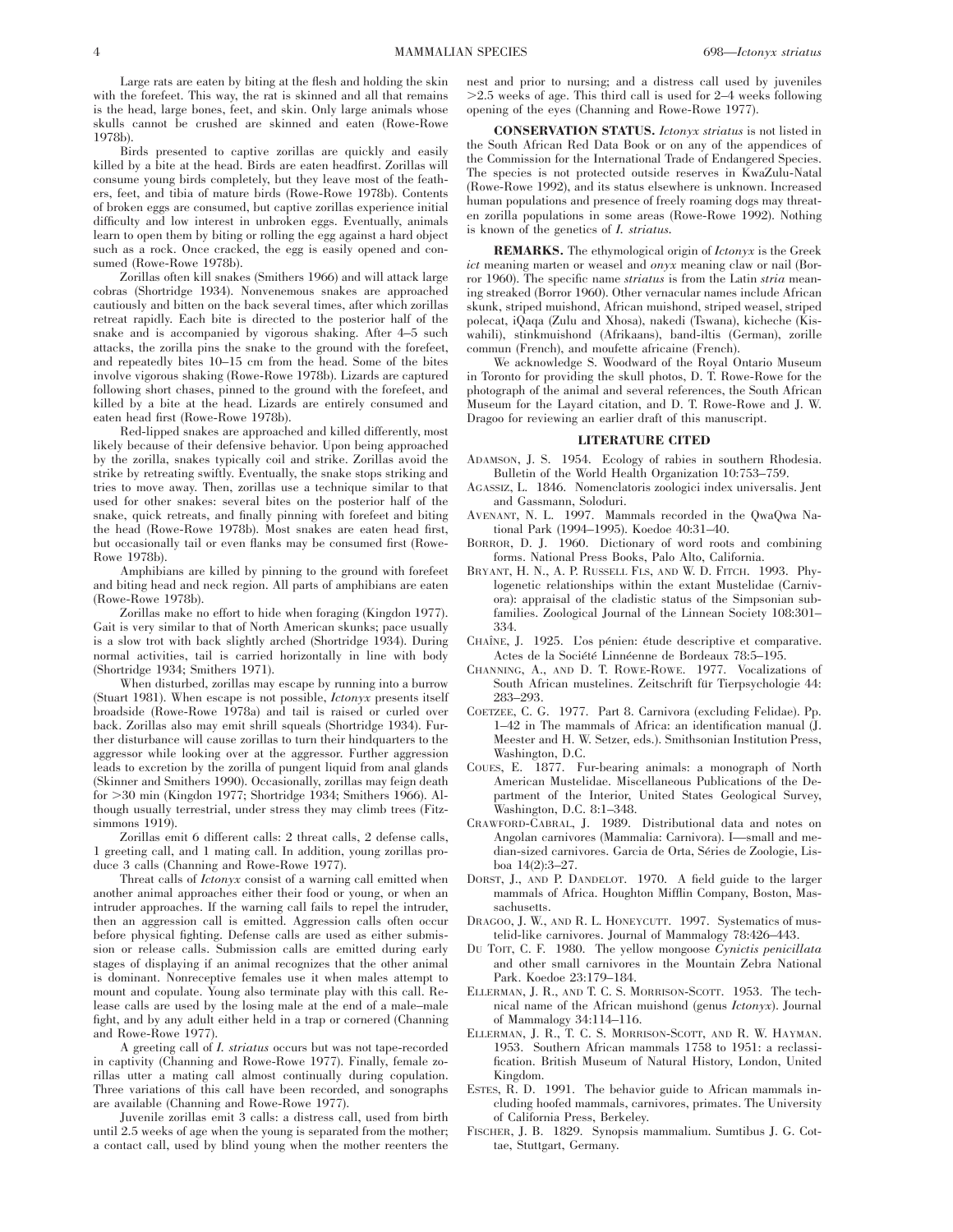Large rats are eaten by biting at the flesh and holding the skin with the forefeet. This way, the rat is skinned and all that remains is the head, large bones, feet, and skin. Only large animals whose skulls cannot be crushed are skinned and eaten (Rowe-Rowe 1978b).

Birds presented to captive zorillas are quickly and easily killed by a bite at the head. Birds are eaten headfirst. Zorillas will consume young birds completely, but they leave most of the feathers, feet, and tibia of mature birds (Rowe-Rowe 1978b). Contents of broken eggs are consumed, but captive zorillas experience initial difficulty and low interest in unbroken eggs. Eventually, animals learn to open them by biting or rolling the egg against a hard object such as a rock. Once cracked, the egg is easily opened and consumed (Rowe-Rowe 1978b).

Zorillas often kill snakes (Smithers 1966) and will attack large cobras (Shortridge 1934). Nonvenemous snakes are approached cautiously and bitten on the back several times, after which zorillas retreat rapidly. Each bite is directed to the posterior half of the snake and is accompanied by vigorous shaking. After 4–5 such attacks, the zorilla pins the snake to the ground with the forefeet, and repeatedly bites 10–15 cm from the head. Some of the bites involve vigorous shaking (Rowe-Rowe 1978b). Lizards are captured following short chases, pinned to the ground with the forefeet, and killed by a bite at the head. Lizards are entirely consumed and eaten head first (Rowe-Rowe 1978b).

Red-lipped snakes are approached and killed differently, most likely because of their defensive behavior. Upon being approached by the zorilla, snakes typically coil and strike. Zorillas avoid the strike by retreating swiftly. Eventually, the snake stops striking and tries to move away. Then, zorillas use a technique similar to that used for other snakes: several bites on the posterior half of the snake, quick retreats, and finally pinning with forefeet and biting the head (Rowe-Rowe 1978b). Most snakes are eaten head first, but occasionally tail or even flanks may be consumed first (Rowe-Rowe 1978b).

Amphibians are killed by pinning to the ground with forefeet and biting head and neck region. All parts of amphibians are eaten (Rowe-Rowe 1978b).

Zorillas make no effort to hide when foraging (Kingdon 1977). Gait is very similar to that of North American skunks; pace usually is a slow trot with back slightly arched (Shortridge 1934). During normal activities, tail is carried horizontally in line with body (Shortridge 1934; Smithers 1971).

When disturbed, zorillas may escape by running into a burrow (Stuart 1981). When escape is not possible, *Ictonyx* presents itself broadside (Rowe-Rowe 1978a) and tail is raised or curled over back. Zorillas also may emit shrill squeals (Shortridge 1934). Further disturbance will cause zorillas to turn their hindquarters to the aggressor while looking over at the aggressor. Further aggression leads to excretion by the zorilla of pungent liquid from anal glands (Skinner and Smithers 1990). Occasionally, zorillas may feign death for >30 min (Kingdon 1977; Shortridge 1934; Smithers 1966). Although usually terrestrial, under stress they may climb trees (Fitzsimmons 1919).

Zorillas emit 6 different calls: 2 threat calls, 2 defense calls, 1 greeting call, and 1 mating call. In addition, young zorillas produce 3 calls (Channing and Rowe-Rowe 1977).

Threat calls of *Ictonyx* consist of a warning call emitted when another animal approaches either their food or young, or when an intruder approaches. If the warning call fails to repel the intruder, then an aggression call is emitted. Aggression calls often occur before physical fighting. Defense calls are used as either submission or release calls. Submission calls are emitted during early stages of displaying if an animal recognizes that the other animal is dominant. Nonreceptive females use it when males attempt to mount and copulate. Young also terminate play with this call. Release calls are used by the losing male at the end of a male–male fight, and by any adult either held in a trap or cornered (Channing and Rowe-Rowe 1977).

A greeting call of *I. striatus* occurs but was not tape-recorded in captivity (Channing and Rowe-Rowe 1977). Finally, female zorillas utter a mating call almost continually during copulation. Three variations of this call have been recorded, and sonographs are available (Channing and Rowe-Rowe 1977).

Juvenile zorillas emit 3 calls: a distress call, used from birth until 2.5 weeks of age when the young is separated from the mother; a contact call, used by blind young when the mother reenters the nest and prior to nursing; and a distress call used by juveniles >2.5 weeks of age. This third call is used for 2–4 weeks following opening of the eyes (Channing and Rowe-Rowe 1977).

**CONSERVATION STATUS.** *Ictonyx striatus* is not listed in the South African Red Data Book or on any of the appendices of the Commission for the International Trade of Endangered Species. The species is not protected outside reserves in KwaZulu-Natal (Rowe-Rowe 1992), and its status elsewhere is unknown. Increased human populations and presence of freely roaming dogs may threaten zorilla populations in some areas (Rowe-Rowe 1992). Nothing is known of the genetics of *I. striatus*.

**REMARKS.** The ethymological origin of *Ictonyx* is the Greek *ict* meaning marten or weasel and *onyx* meaning claw or nail (Borror 1960). The specific name *striatus* is from the Latin *stria* meaning streaked (Borror 1960). Other vernacular names include African skunk, striped muishond, African muishond, striped weasel, striped polecat, iQaqa (Zulu and Xhosa), nakedi (Tswana), kicheche (Kiswahili), stinkmuishond (Afrikaans), band-iltis (German), zorille commun (French), and moufette africaine (French).

We acknowledge S. Woodward of the Royal Ontario Museum in Toronto for providing the skull photos, D. T. Rowe-Rowe for the photograph of the animal and several references, the South African Museum for the Layard citation, and D. T. Rowe-Rowe and J. W. Dragoo for reviewing an earlier draft of this manuscript.

## LITERATURE CITED

Adamson, J. S. 1954. Ecology of rabies in southern Rhodesia. Bulletin of the World Health Organization 10:753–759.

Agassiz, L. 1846. Nomenclatoris zoologici index universalis. Jent and Gassmann, Soloduri.

Avenant, N. L. 1997. Mammals recorded in the QwaQwa National Park (1994–1995). Koedoe 40:31–40.

Borror, D. J. 1960. Dictionary of word roots and combining forms. National Press Books, Palo Alto, California.

Bryant, H. N., A. P. Russell Fls, and W. D. Fitch. 1993. Phylogenetic relationships within the extant Mustelidae (Carnivora): appraisal of the cladistic status of the Simpsonian subfamilies. Zoological Journal of the Linnean Society 108:301–334.

Chaîne, J. 1925. L'os pénien: étude descriptive et comparative. Actes de la Société Linnéenne de Bordeaux 78:5–195.

Channing, A., and D. T. Rowe-Rowe. 1977. Vocalizations of South African mustelines. Zeitschrift für Tierpsychologie 44: 283–293.

Coetzee, C. G. 1977. Part 8. Carnivora (excluding Felidae). Pp. 1–42 in The mammals of Africa: an identification manual (J. Meester and H. W. Setzer, eds.). Smithsonian Institution Press, Washington, D.C.

Coues, E. 1877. Fur-bearing animals: a monograph of North American Mustelidae. Miscellaneous Publications of the Department of the Interior, United States Geological Survey, Washington, D.C. 8:1–348.

Crawford-Cabral, J. 1989. Distributional data and notes on Angolan carnivores (Mammalia: Carnivora). I—small and median-sized carnivores. Garcia de Orta, Séries de Zoologie, Lisboa 14(2):3–27.

Dorst, J., and P. Dandelot. 1970. A field guide to the larger mammals of Africa. Houghton Mifflin Company, Boston, Massachusetts.

Dragoo, J. W., and R. L. Honeycutt. 1997. Systematics of mustelid-like carnivores. Journal of Mammalogy 78:426–443.

Du Toit, C. F. 1980. The yellow mongoose *Cynictis penicillata* and other small carnivores in the Mountain Zebra National Park. Koedoe 23:179–184.

Ellerman, J. R., and T. C. S. Morrison-Scott. 1953. The technical name of the African muishond (genus *Ictonyx*). Journal of Mammalogy 34:114–116.

Ellerman, J. R., T. C. S. Morrison-Scott, and R. W. Hayman. 1953. Southern African mammals 1758 to 1951: a reclassification. British Museum of Natural History, London, United Kingdom.

Estes, R. D. 1991. The behavior guide to African mammals including hoofed mammals, carnivores, primates. The University of California Press, Berkeley.

Fischer, J. B. 1829. Synopsis mammalium. Sumtibus J. G. Cottae, Stuttgart, Germany.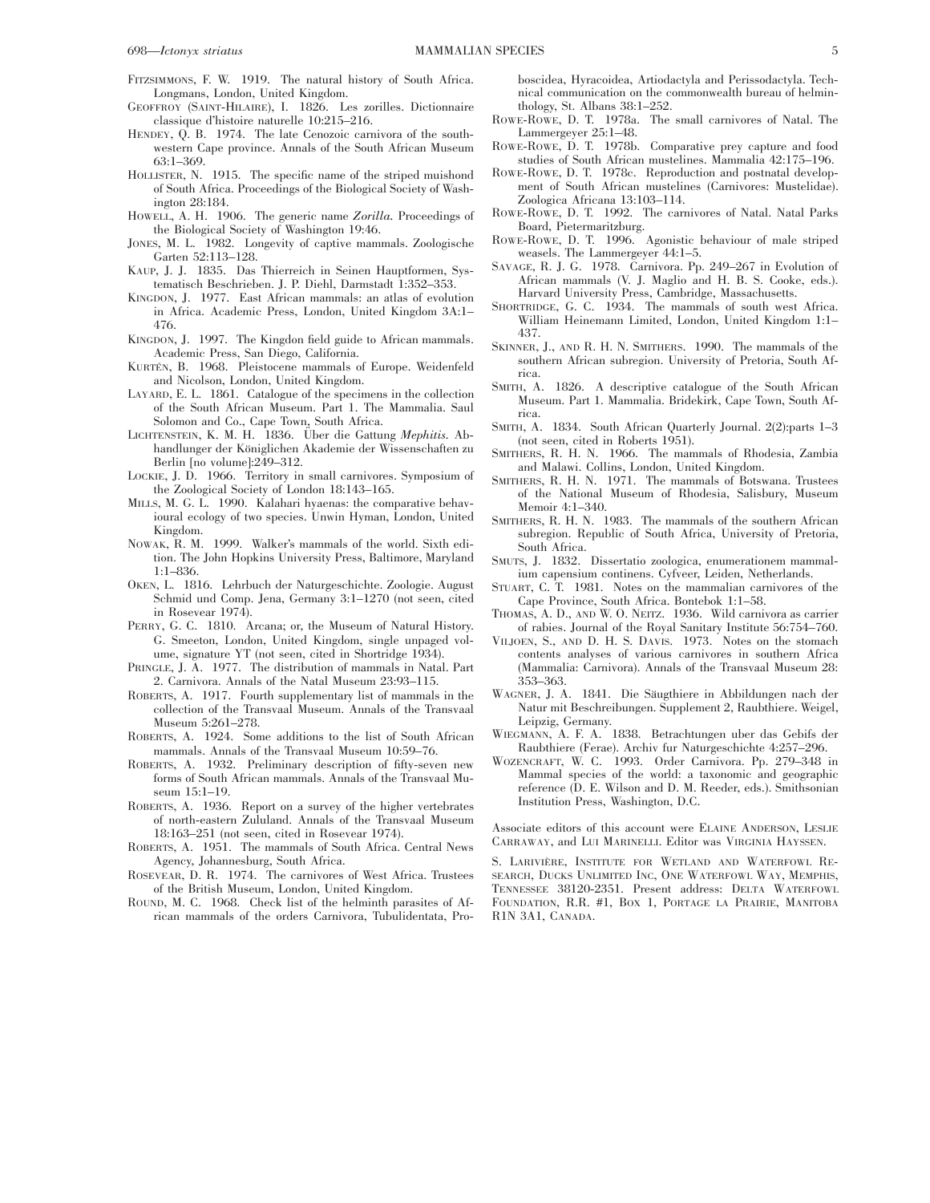Fitzsimmons, F. W. 1919. The natural history of South Africa. Longmans, London, United Kingdom.

Geoffroy (Saint-Hilaire), I. 1826. Les zorilles. Dictionnaire classique d'histoire naturelle 10:215–216.

Hendey, Q. B. 1974. The late Cenozoic carnivora of the southwestern Cape province. Annals of the South African Museum 63:1–369.

Hollister, N. 1915. The specific name of the striped muishond of South Africa. Proceedings of the Biological Society of Washington 28:184.

Howell, A. H. 1906. The generic name *Zorilla*. Proceedings of the Biological Society of Washington 19:46.

Jones, M. L. 1982. Longevity of captive mammals. Zoologische Garten 52:113–128.

Kaup, J. J. 1835. Das Thierreich in Seinen Hauptformen, Systematisch Beschrieben. J. P. Diehl, Darmstadt 1:352–353.

Kingdon, J. 1977. East African mammals: an atlas of evolution in Africa. Academic Press, London, United Kingdom 3A:1–476.

Kingdon, J. 1997. The Kingdon field guide to African mammals. Academic Press, San Diego, California.

Kurtén, B. 1968. Pleistocene mammals of Europe. Weidenfeld and Nicolson, London, United Kingdom.

Layard, E. L. 1861. Catalogue of the specimens in the collection of the South African Museum. Part 1. The Mammalia. Saul Solomon and Co., Cape Town, South Africa.

Lichtenstein, K. M. H. 1836. Über die Gattung *Mephitis*. Abhandlunger der Königlichen Akademie der Wissenschaften zu Berlin [no volume]:249–312.

Lockie, J. D. 1966. Territory in small carnivores. Symposium of the Zoological Society of London 18:143–165.

Mills, M. G. L. 1990. Kalahari hyaenas: the comparative behavioural ecology of two species. Unwin Hyman, London, United Kingdom.

Nowak, R. M. 1999. Walker's mammals of the world. Sixth edition. The John Hopkins University Press, Baltimore, Maryland 1:1–836.

Oken, L. 1816. Lehrbuch der Naturgeschichte. Zoologie. August Schmid und Comp. Jena, Germany 3:1–1270 (not seen, cited in Rosevear 1974).

Perry, G. C. 1810. Arcana; or, the Museum of Natural History. G. Smeeton, London, United Kingdom, single unpaged volume, signature YT (not seen, cited in Shortridge 1934).

Pringle, J. A. 1977. The distribution of mammals in Natal. Part 2. Carnivora. Annals of the Natal Museum 23:93–115.

Roberts, A. 1917. Fourth supplementary list of mammals in the collection of the Transvaal Museum. Annals of the Transvaal Museum 5:261–278.

Roberts, A. 1924. Some additions to the list of South African mammals. Annals of the Transvaal Museum 10:59–76.

Roberts, A. 1932. Preliminary description of fifty-seven new forms of South African mammals. Annals of the Transvaal Museum 15:1–19.

Roberts, A. 1936. Report on a survey of the higher vertebrates of north-eastern Zululand. Annals of the Transvaal Museum 18:163–251 (not seen, cited in Rosevear 1974).

Roberts, A. 1951. The mammals of South Africa. Central News Agency, Johannesburg, South Africa.

Rosevear, D. R. 1974. The carnivores of West Africa. Trustees of the British Museum, London, United Kingdom.

Round, M. C. 1968. Check list of the helminth parasites of African mammals of the orders Carnivora, Tubulidentata, Proboscidea, Hyracoidea, Artiodactyla and Perissodactyla. Technical communication on the commonwealth bureau of helminthology, St. Albans 38:1–252.

Rowe-Rowe, D. T. 1978a. The small carnivores of Natal. The Lammergeyer 25:1–48.

Rowe-Rowe, D. T. 1978b. Comparative prey capture and food studies of South African mustelines. Mammalia 42:175–196.

Rowe-Rowe, D. T. 1978c. Reproduction and postnatal development of South African mustelines (Carnivores: Mustelidae). Zoologica Africana 13:103–114.

Rowe-Rowe, D. T. 1992. The carnivores of Natal. Natal Parks Board, Pietermaritzburg.

Rowe-Rowe, D. T. 1996. Agonistic behaviour of male striped weasels. The Lammergeyer 44:1–5.

Savage, R. J. G. 1978. Carnivora. Pp. 249–267 in Evolution of African mammals (V. J. Maglio and H. B. S. Cooke, eds.). Harvard University Press, Cambridge, Massachusetts.

Shortridge, G. C. 1934. The mammals of south west Africa. William Heinemann Limited, London, United Kingdom 1:1–437.

Skinner, J., and R. H. N. Smithers. 1990. The mammals of the southern African subregion. University of Pretoria, South Africa.

Smith, A. 1826. A descriptive catalogue of the South African Museum. Part 1. Mammalia. Bridekirk, Cape Town, South Africa.

Smith, A. 1834. South African Quarterly Journal. 2(2):parts 1–3 (not seen, cited in Roberts 1951).

Smithers, R. H. N. 1966. The mammals of Rhodesia, Zambia and Malawi. Collins, London, United Kingdom.

Smithers, R. H. N. 1971. The mammals of Botswana. Trustees of the National Museum of Rhodesia, Salisbury, Museum Memoir 4:1–340.

Smithers, R. H. N. 1983. The mammals of the southern African subregion. Republic of South Africa, University of Pretoria, South Africa.

Smuts, J. 1832. Dissertatio zoologica, enumerationem mammalium capensium continens. Cyfveer, Leiden, Netherlands.

Stuart, C. T. 1981. Notes on the mammalian carnivores of the Cape Province, South Africa. Bontebok 1:1–58.

Thomas, A. D., and W. O. Neitz. 1936. Wild carnivora as carrier of rabies. Journal of the Royal Sanitary Institute 56:754–760.

Viljoen, S., and D. H. S. Davis. 1973. Notes on the stomach contents analyses of various carnivores in southern Africa (Mammalia: Carnivora). Annals of the Transvaal Museum 28: 353–363.

Wagner, J. A. 1841. Die Säugthiere in Abbildungen nach der Natur mit Beschreibungen. Supplement 2, Raubthiere. Weigel, Leipzig, Germany.

Wiegmann, A. F. A. 1838. Betrachtungen uber das Gebifs der Raubthiere (Ferae). Archiv fur Naturgeschichte 4:257–296.

Wozencraft, W. C. 1993. Order Carnivora. Pp. 279–348 in Mammal species of the world: a taxonomic and geographic reference (D. E. Wilson and D. M. Reeder, eds.). Smithsonian Institution Press, Washington, D.C.

Associate editors of this account were Elaine Anderson, Leslie Carraway, and Lui Marinelli. Editor was Virginia Hayssen.

S. Larivière, Institute for Wetland and Waterfowl Research, Ducks Unlimited Inc, One Waterfowl Way, Memphis, Tennessee 38120-2351. Present address: Delta Waterfowl Foundation, R.R. #1, Box 1, Portage la Prairie, Manitoba R1N 3A1, Canada.